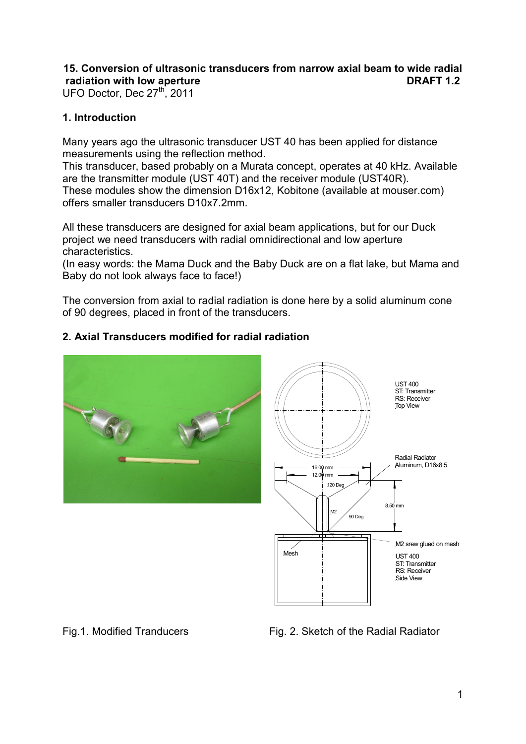# 15. Conversion of ultrasonic transducers from narrow axial beam to wide radial radiation with low aperture

**DRAFT 1.2**

UFO Doctor, Dec 27th, 2011

## 1. Introduction

Many years ago the ultrasonic transducer UST 40 has been applied for distance measurements using the reflection method.
This transducer, based probably on a Murata concept, operates at 40 kHz. Available are the transmitter module (UST 40T) and the receiver module (UST40R).
These modules show the dimension D16x12, Kobitone (available at mouser.com) offers smaller transducers D10x7.2mm.

All these transducers are designed for axial beam applications, but for our Duck project we need transducers with radial omnidirectional and low aperture characteristics.
(In easy words: the Mama Duck and the Baby Duck are on a flat lake, but Mama and Baby do not look always face to face!)

The conversion from axial to radial radiation is done here by a solid aluminum cone of 90 degrees, placed in front of the transducers.

## 2. Axial Transducers modified for radial radiation

Fig.1. Modified Tranducers

Fig. 2. Sketch of the Radial Radiator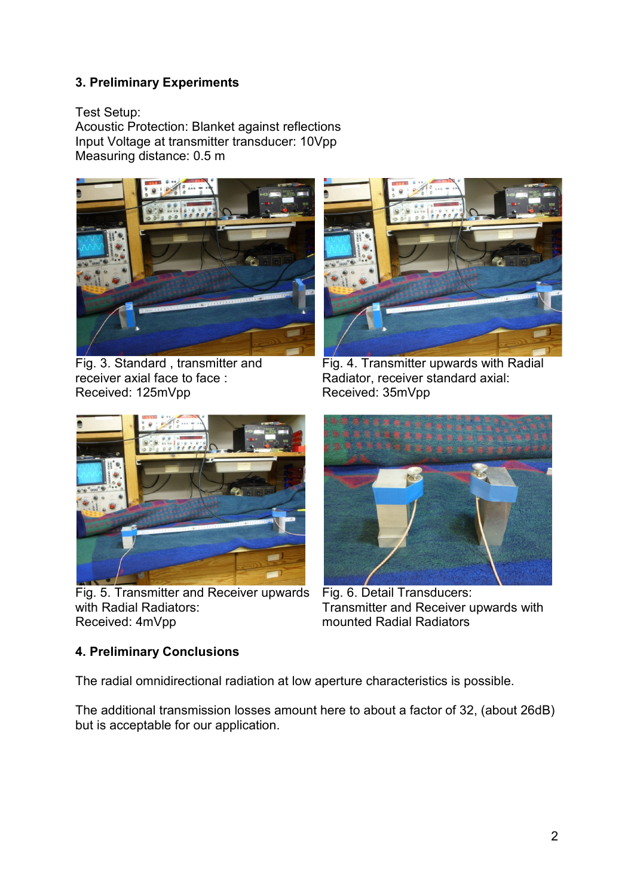## 3. Preliminary Experiments

Test Setup:
Acoustic Protection: Blanket against reflections
Input Voltage at transmitter transducer: 10Vpp
Measuring distance: 0.5 m

Fig. 3. Standard , transmitter and receiver axial face to face :
Received: 125mVpp

Fig. 4. Transmitter upwards with Radial Radiator, receiver standard axial:
Received: 35mVpp

Fig. 5. Transmitter and Receiver upwards with Radial Radiators:
Received: 4mVpp

Fig. 6. Detail Transducers:
Transmitter and Receiver upwards with mounted Radial Radiators

## 4. Preliminary Conclusions

The radial omnidirectional radiation at low aperture characteristics is possible.

The additional transmission losses amount here to about a factor of 32, (about 26dB) but is acceptable for our application.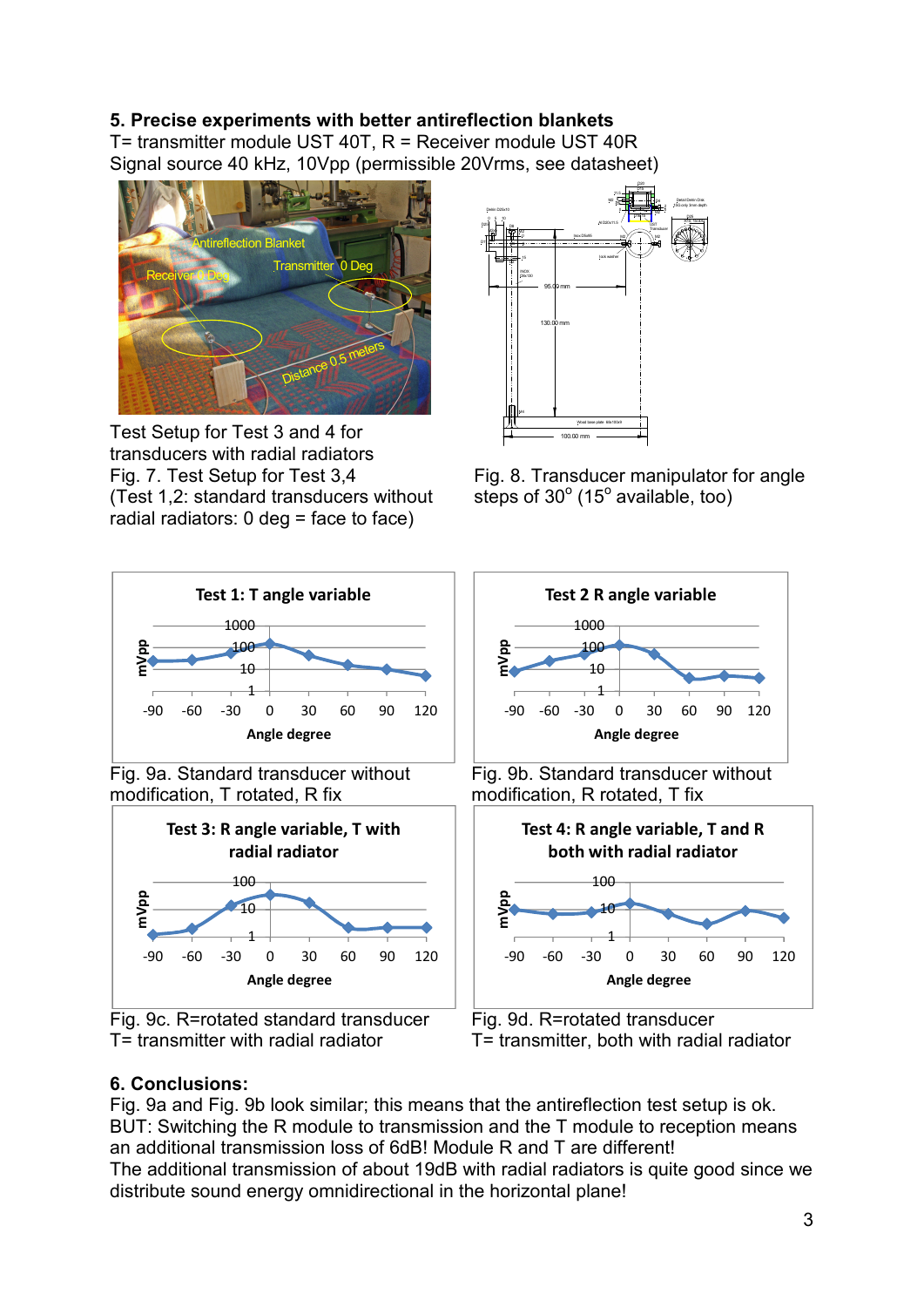## 5. Precise experiments with better antireflection blankets

T= transmitter module UST 40T, R = Receiver module UST 40R
Signal source 40 kHz, 10Vpp (permissible 20Vrms, see datasheet)

Antireflection Blanket
Transmitter 0 Deg
Receiver 0 Deg
Distance 0.5 meters

Test Setup for Test 3 and 4 for transducers with radial radiators
Fig. 7. Test Setup for Test 3,4
(Test 1,2: standard transducers without radial radiators: 0 deg = face to face)

95.00 mm
130.00 mm
100.00 mm

Fig. 8. Transducer manipulator for angle steps of 30$^{o}$ (15$^{o}$ available, too)

Test 1: T angle variable
mVpp
1000
100
10
1
-90 -60 -30 0 30 60 90 120
Angle degree

Fig. 9a. Standard transducer without modification, T rotated, R fix

Test 2 R angle variable
mVpp
1000
100
10
1
-90 -60 -30 0 30 60 90 120
Angle degree

Fig. 9b. Standard transducer without modification, R rotated, T fix

Test 3: R angle variable, T with radial radiator
mVpp
100
10
1
-90 -60 -30 0 30 60 90 120
Angle degree

Fig. 9c. R=rotated standard transducer
T= transmitter with radial radiator

Test 4: R angle variable, T and R both with radial radiator
mVpp
100
10
1
-90 -60 -30 0 30 60 90 120
Angle degree

Fig. 9d. R=rotated transducer
T= transmitter, both with radial radiator

## 6. Conclusions:

Fig. 9a and Fig. 9b look similar; this means that the antireflection test setup is ok.
BUT: Switching the R module to transmission and the T module to reception means an additional transmission loss of 6dB! Module R and T are different!
The additional transmission of about 19dB with radial radiators is quite good since we distribute sound energy omnidirectional in the horizontal plane!